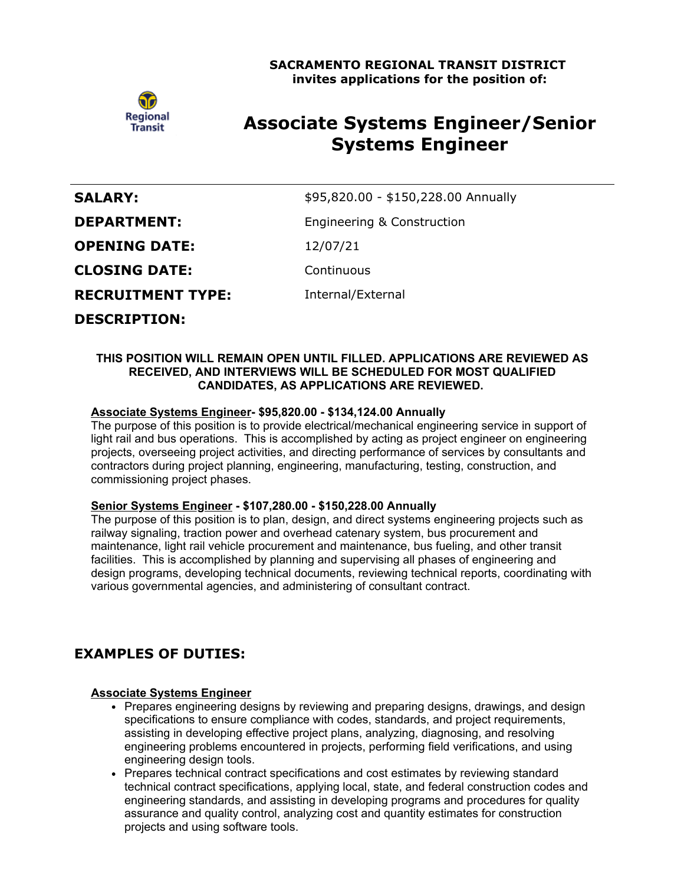**SACRAMENTO REGIONAL TRANSIT DISTRICT**
**invites applications for the position of:**

Regional Transit

# Associate Systems Engineer/Senior Systems Engineer

| | |
|---|---|
| **SALARY:** | $95,820.00 - $150,228.00 Annually |
| **DEPARTMENT:** | Engineering & Construction |
| **OPENING DATE:** | 12/07/21 |
| **CLOSING DATE:** | Continuous |
| **RECRUITMENT TYPE:** | Internal/External |

## DESCRIPTION:

**THIS POSITION WILL REMAIN OPEN UNTIL FILLED. APPLICATIONS ARE REVIEWED AS RECEIVED, AND INTERVIEWS WILL BE SCHEDULED FOR MOST QUALIFIED CANDIDATES, AS APPLICATIONS ARE REVIEWED.**

**Associate Systems Engineer- $95,820.00 - $134,124.00 Annually**
The purpose of this position is to provide electrical/mechanical engineering service in support of light rail and bus operations. This is accomplished by acting as project engineer on engineering projects, overseeing project activities, and directing performance of services by consultants and contractors during project planning, engineering, manufacturing, testing, construction, and commissioning project phases.

**Senior Systems Engineer - $107,280.00 - $150,228.00 Annually**
The purpose of this position is to plan, design, and direct systems engineering projects such as railway signaling, traction power and overhead catenary system, bus procurement and maintenance, light rail vehicle procurement and maintenance, bus fueling, and other transit facilities. This is accomplished by planning and supervising all phases of engineering and design programs, developing technical documents, reviewing technical reports, coordinating with various governmental agencies, and administering of consultant contract.

## EXAMPLES OF DUTIES:

**Associate Systems Engineer**

- Prepares engineering designs by reviewing and preparing designs, drawings, and design specifications to ensure compliance with codes, standards, and project requirements, assisting in developing effective project plans, analyzing, diagnosing, and resolving engineering problems encountered in projects, performing field verifications, and using engineering design tools.
- Prepares technical contract specifications and cost estimates by reviewing standard technical contract specifications, applying local, state, and federal construction codes and engineering standards, and assisting in developing programs and procedures for quality assurance and quality control, analyzing cost and quantity estimates for construction projects and using software tools.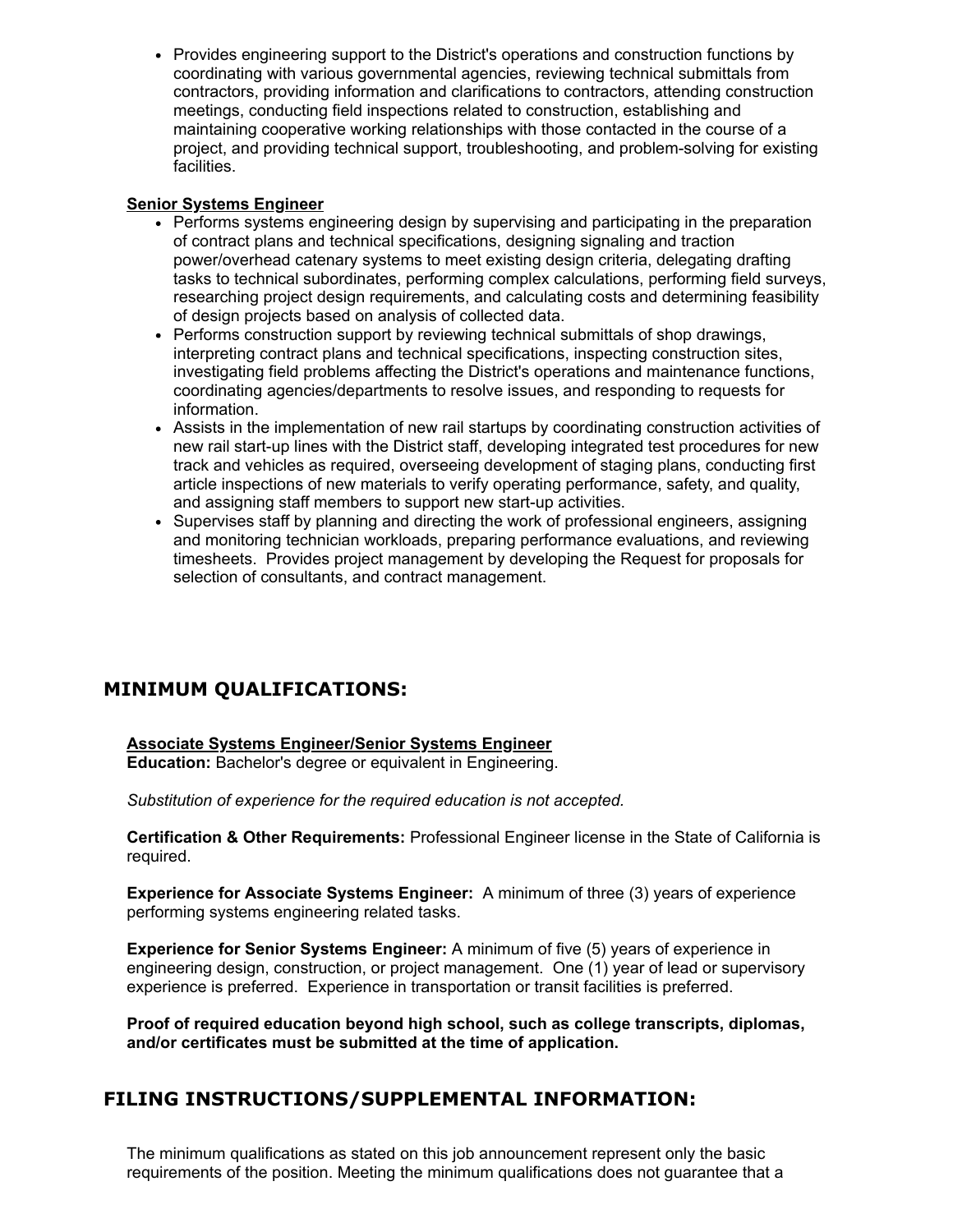- Provides engineering support to the District's operations and construction functions by coordinating with various governmental agencies, reviewing technical submittals from contractors, providing information and clarifications to contractors, attending construction meetings, conducting field inspections related to construction, establishing and maintaining cooperative working relationships with those contacted in the course of a project, and providing technical support, troubleshooting, and problem-solving for existing facilities.

**Senior Systems Engineer**

- Performs systems engineering design by supervising and participating in the preparation of contract plans and technical specifications, designing signaling and traction power/overhead catenary systems to meet existing design criteria, delegating drafting tasks to technical subordinates, performing complex calculations, performing field surveys, researching project design requirements, and calculating costs and determining feasibility of design projects based on analysis of collected data.
- Performs construction support by reviewing technical submittals of shop drawings, interpreting contract plans and technical specifications, inspecting construction sites, investigating field problems affecting the District's operations and maintenance functions, coordinating agencies/departments to resolve issues, and responding to requests for information.
- Assists in the implementation of new rail startups by coordinating construction activities of new rail start-up lines with the District staff, developing integrated test procedures for new track and vehicles as required, overseeing development of staging plans, conducting first article inspections of new materials to verify operating performance, safety, and quality, and assigning staff members to support new start-up activities.
- Supervises staff by planning and directing the work of professional engineers, assigning and monitoring technician workloads, preparing performance evaluations, and reviewing timesheets. Provides project management by developing the Request for proposals for selection of consultants, and contract management.

## MINIMUM QUALIFICATIONS:

**Associate Systems Engineer/Senior Systems Engineer**
**Education:** Bachelor's degree or equivalent in Engineering.

*Substitution of experience for the required education is not accepted.*

**Certification & Other Requirements:** Professional Engineer license in the State of California is required.

**Experience for Associate Systems Engineer:** A minimum of three (3) years of experience performing systems engineering related tasks.

**Experience for Senior Systems Engineer:** A minimum of five (5) years of experience in engineering design, construction, or project management. One (1) year of lead or supervisory experience is preferred. Experience in transportation or transit facilities is preferred.

**Proof of required education beyond high school, such as college transcripts, diplomas, and/or certificates must be submitted at the time of application.**

## FILING INSTRUCTIONS/SUPPLEMENTAL INFORMATION:

The minimum qualifications as stated on this job announcement represent only the basic requirements of the position. Meeting the minimum qualifications does not guarantee that a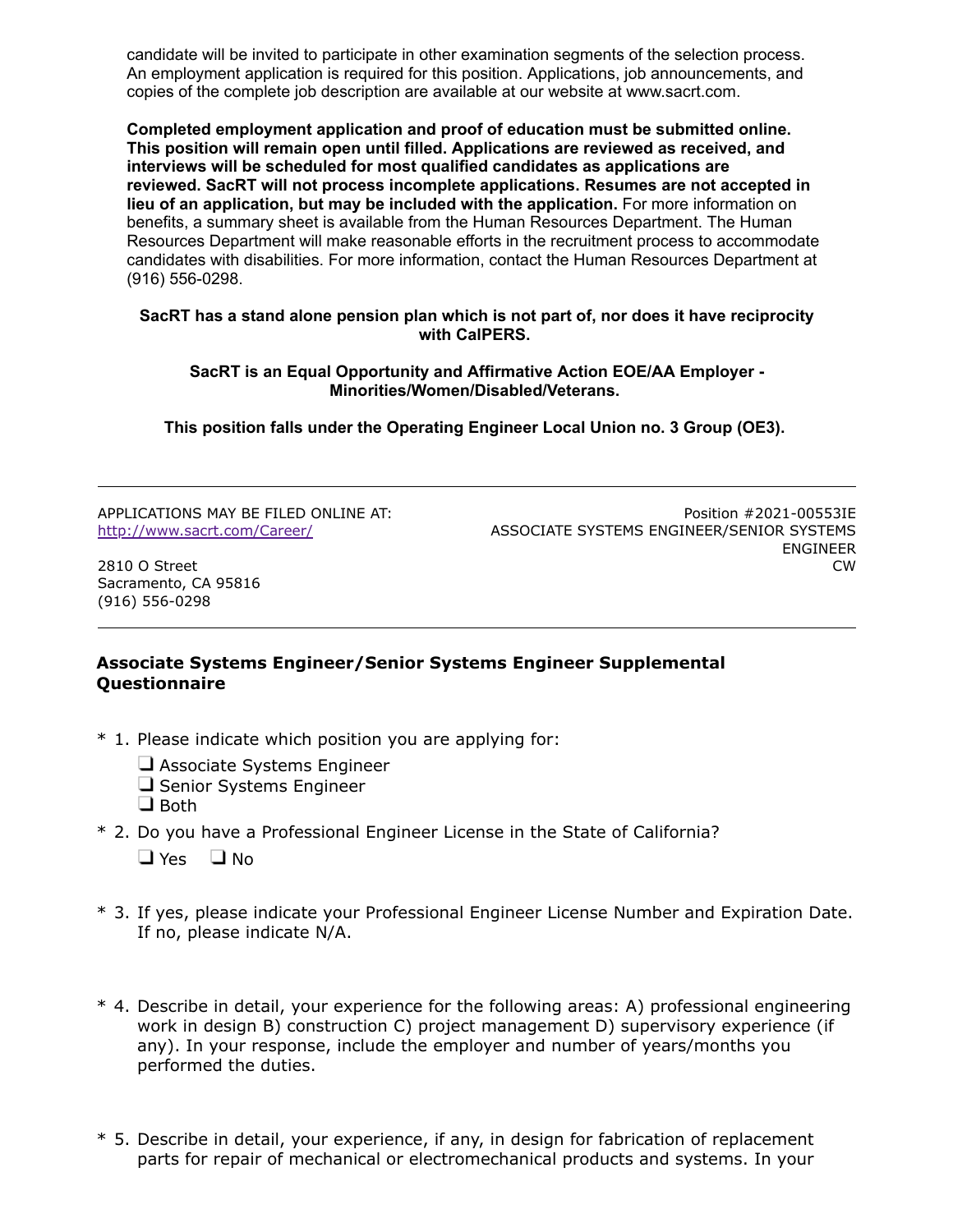candidate will be invited to participate in other examination segments of the selection process. An employment application is required for this position. Applications, job announcements, and copies of the complete job description are available at our website at www.sacrt.com.

**Completed employment application and proof of education must be submitted online. This position will remain open until filled. Applications are reviewed as received, and interviews will be scheduled for most qualified candidates as applications are reviewed. SacRT will not process incomplete applications. Resumes are not accepted in lieu of an application, but may be included with the application.** For more information on benefits, a summary sheet is available from the Human Resources Department. The Human Resources Department will make reasonable efforts in the recruitment process to accommodate candidates with disabilities. For more information, contact the Human Resources Department at (916) 556-0298.

**SacRT has a stand alone pension plan which is not part of, nor does it have reciprocity with CalPERS.**

**SacRT is an Equal Opportunity and Affirmative Action EOE/AA Employer - Minorities/Women/Disabled/Veterans.**

**This position falls under the Operating Engineer Local Union no. 3 Group (OE3).**

---

APPLICATIONS MAY BE FILED ONLINE AT:
http://www.sacrt.com/Career/

2810 O Street
Sacramento, CA 95816
(916) 556-0298

Position #2021-00553IE
ASSOCIATE SYSTEMS ENGINEER/SENIOR SYSTEMS ENGINEER
CW

---

## Associate Systems Engineer/Senior Systems Engineer Supplemental Questionnaire

\* 1. Please indicate which position you are applying for:

- ❑ Associate Systems Engineer
- ❑ Senior Systems Engineer
- ❑ Both

\* 2. Do you have a Professional Engineer License in the State of California?

❑ Yes ❑ No

\* 3. If yes, please indicate your Professional Engineer License Number and Expiration Date. If no, please indicate N/A.

\* 4. Describe in detail, your experience for the following areas: A) professional engineering work in design B) construction C) project management D) supervisory experience (if any). In your response, include the employer and number of years/months you performed the duties.

\* 5. Describe in detail, your experience, if any, in design for fabrication of replacement parts for repair of mechanical or electromechanical products and systems. In your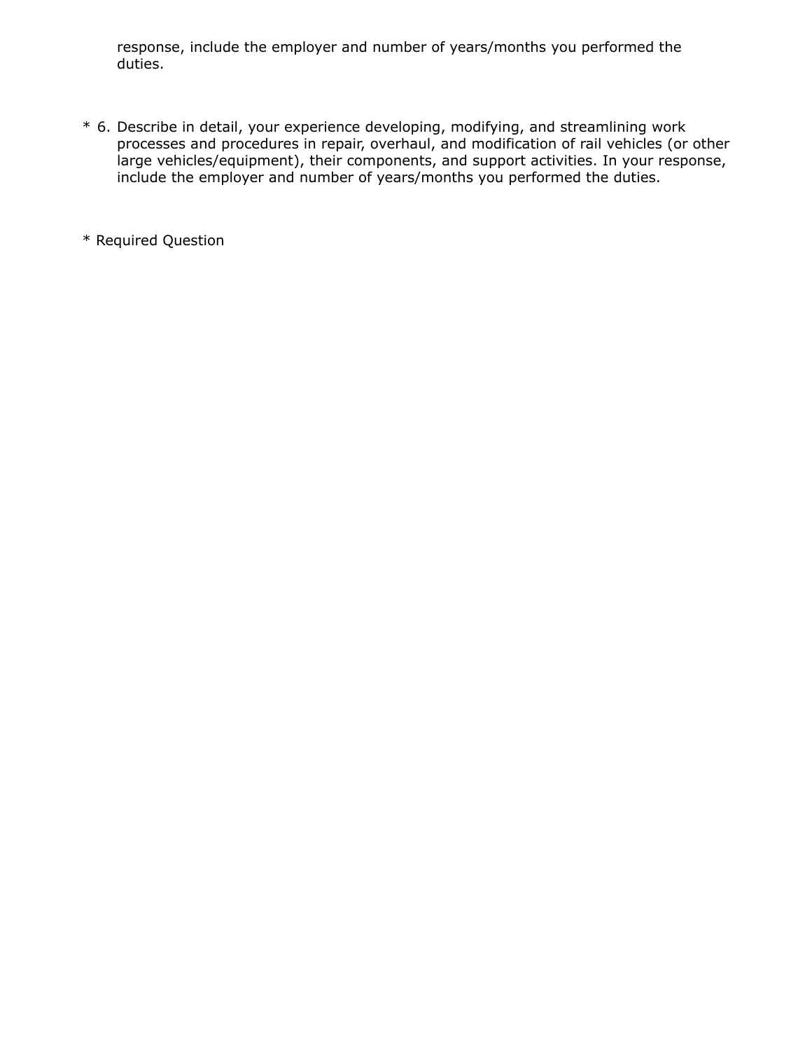response, include the employer and number of years/months you performed the duties.

* 6. Describe in detail, your experience developing, modifying, and streamlining work processes and procedures in repair, overhaul, and modification of rail vehicles (or other large vehicles/equipment), their components, and support activities. In your response, include the employer and number of years/months you performed the duties.

* Required Question